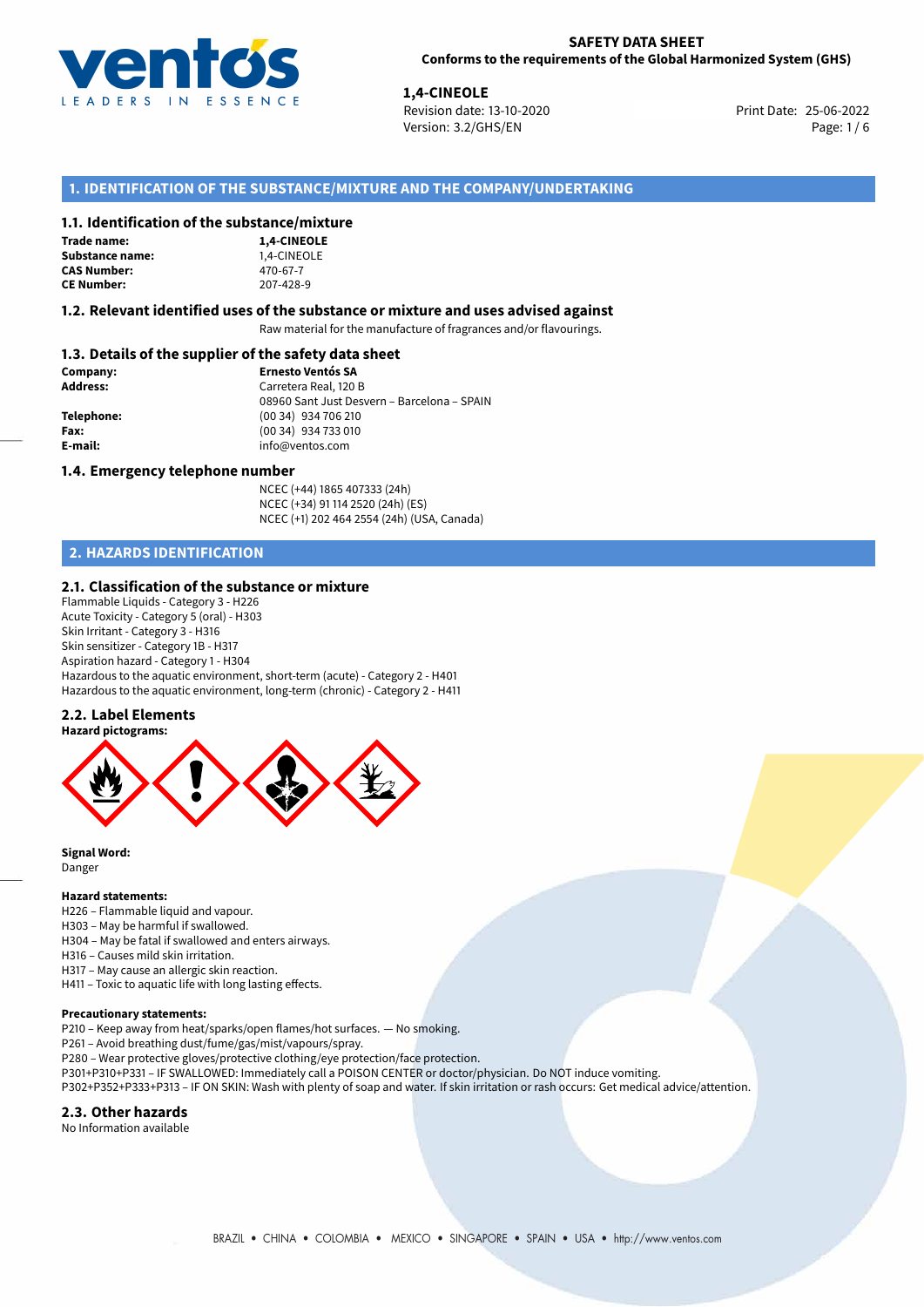# SAFETY DATA SHEET
**Conforms to the requirements of the Global Harmonized System (GHS)**

**1,4-CINEOLE**
Revision date: 13-10-2020
Version: 3.2/GHS/EN
Print Date: 25-06-2022

## 1. IDENTIFICATION OF THE SUBSTANCE/MIXTURE AND THE COMPANY/UNDERTAKING

### 1.1. Identification of the substance/mixture

**Trade name:** **1,4-CINEOLE**
**Substance name:** 1,4-CINEOLE
**CAS Number:** 470-67-7
**CE Number:** 207-428-9

### 1.2. Relevant identified uses of the substance or mixture and uses advised against

Raw material for the manufacture of fragrances and/or flavourings.

### 1.3. Details of the supplier of the safety data sheet

**Company:** **Ernesto Ventós SA**
**Address:** Carretera Real, 120 B
08960 Sant Just Desvern – Barcelona – SPAIN
**Telephone:** (00 34) 934 706 210
**Fax:** (00 34) 934 733 010
**E-mail:** info@ventos.com

### 1.4. Emergency telephone number

NCEC (+44) 1865 407333 (24h)
NCEC (+34) 91 114 2520 (24h) (ES)
NCEC (+1) 202 464 2554 (24h) (USA, Canada)

## 2. HAZARDS IDENTIFICATION

### 2.1. Classification of the substance or mixture

Flammable Liquids - Category 3 - H226
Acute Toxicity - Category 5 (oral) - H303
Skin Irritant - Category 3 - H316
Skin sensitizer - Category 1B - H317
Aspiration hazard - Category 1 - H304
Hazardous to the aquatic environment, short-term (acute) - Category 2 - H401
Hazardous to the aquatic environment, long-term (chronic) - Category 2 - H411

### 2.2. Label Elements

**Hazard pictograms:**

**Signal Word:**
Danger

**Hazard statements:**
H226 – Flammable liquid and vapour.
H303 – May be harmful if swallowed.
H304 – May be fatal if swallowed and enters airways.
H316 – Causes mild skin irritation.
H317 – May cause an allergic skin reaction.
H411 – Toxic to aquatic life with long lasting effects.

**Precautionary statements:**
P210 – Keep away from heat/sparks/open flames/hot surfaces. — No smoking.
P261 – Avoid breathing dust/fume/gas/mist/vapours/spray.
P280 – Wear protective gloves/protective clothing/eye protection/face protection.
P301+P310+P331 – IF SWALLOWED: Immediately call a POISON CENTER or doctor/physician. Do NOT induce vomiting.
P302+P352+P333+P313 – IF ON SKIN: Wash with plenty of soap and water. If skin irritation or rash occurs: Get medical advice/attention.

### 2.3. Other hazards

No Information available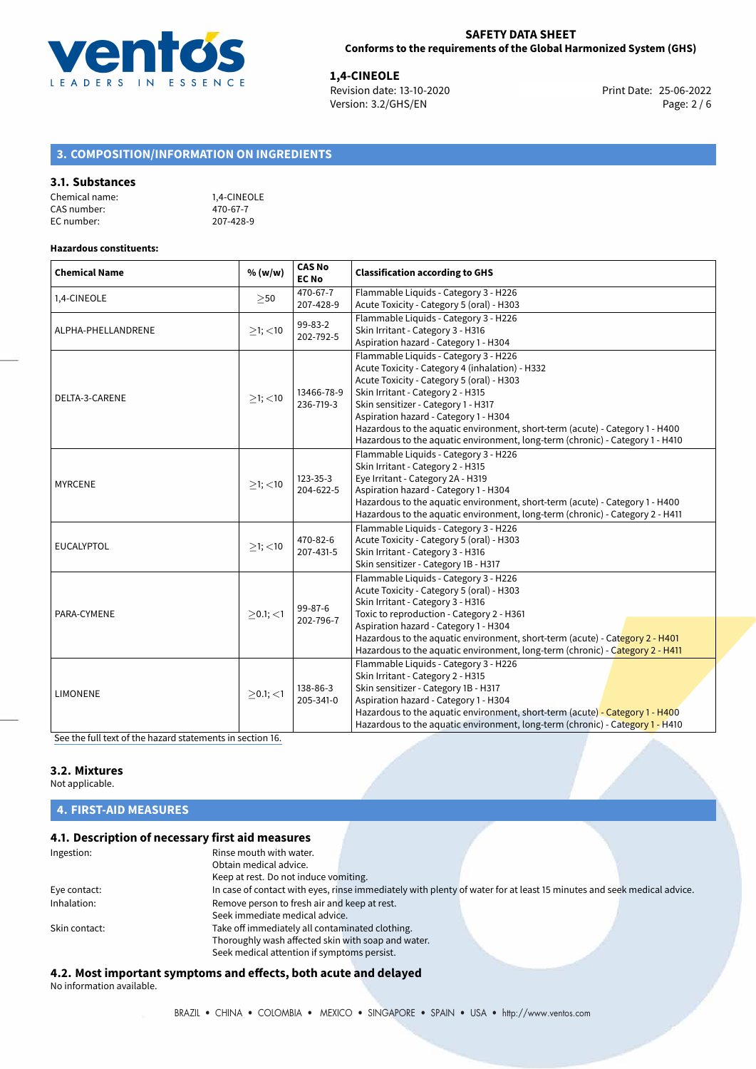## 3. COMPOSITION/INFORMATION ON INGREDIENTS

### 3.1. Substances

Chemical name: 1,4-CINEOLE
CAS number: 470-67-7
EC number: 207-428-9

**Hazardous constituents:**

| Chemical Name | % (w/w) | CAS No EC No | Classification according to GHS |
|---|---|---|---|
| 1,4-CINEOLE | ≥50 | 470-67-7 207-428-9 | Flammable Liquids - Category 3 - H226<br>Acute Toxicity - Category 5 (oral) - H303 |
| ALPHA-PHELLANDRENE | ≥1; <10 | 99-83-2 202-792-5 | Flammable Liquids - Category 3 - H226<br>Skin Irritant - Category 3 - H316<br>Aspiration hazard - Category 1 - H304 |
| DELTA-3-CARENE | ≥1; <10 | 13466-78-9 236-719-3 | Flammable Liquids - Category 3 - H226<br>Acute Toxicity - Category 4 (inhalation) - H332<br>Acute Toxicity - Category 5 (oral) - H303<br>Skin Irritant - Category 2 - H315<br>Skin sensitizer - Category 1 - H317<br>Aspiration hazard - Category 1 - H304<br>Hazardous to the aquatic environment, short-term (acute) - Category 1 - H400<br>Hazardous to the aquatic environment, long-term (chronic) - Category 1 - H410 |
| MYRCENE | ≥1; <10 | 123-35-3 204-622-5 | Flammable Liquids - Category 3 - H226<br>Skin Irritant - Category 2 - H315<br>Eye Irritant - Category 2A - H319<br>Aspiration hazard - Category 1 - H304<br>Hazardous to the aquatic environment, short-term (acute) - Category 1 - H400<br>Hazardous to the aquatic environment, long-term (chronic) - Category 2 - H411 |
| EUCALYPTOL | ≥1; <10 | 470-82-6 207-431-5 | Flammable Liquids - Category 3 - H226<br>Acute Toxicity - Category 5 (oral) - H303<br>Skin Irritant - Category 3 - H316<br>Skin sensitizer - Category 1B - H317 |
| PARA-CYMENE | ≥0.1; <1 | 99-87-6 202-796-7 | Flammable Liquids - Category 3 - H226<br>Acute Toxicity - Category 5 (oral) - H303<br>Skin Irritant - Category 3 - H316<br>Toxic to reproduction - Category 2 - H361<br>Aspiration hazard - Category 1 - H304<br>Hazardous to the aquatic environment, short-term (acute) - Category 2 - H401<br>Hazardous to the aquatic environment, long-term (chronic) - Category 2 - H411 |
| LIMONENE | ≥0.1; <1 | 138-86-3 205-341-0 | Flammable Liquids - Category 3 - H226<br>Skin Irritant - Category 2 - H315<br>Skin sensitizer - Category 1B - H317<br>Aspiration hazard - Category 1 - H304<br>Hazardous to the aquatic environment, short-term (acute) - Category 1 - H400<br>Hazardous to the aquatic environment, long-term (chronic) - Category 1 - H410 |

See the full text of the hazard statements in section 16.

### 3.2. Mixtures

Not applicable.

## 4. FIRST-AID MEASURES

### 4.1. Description of necessary first aid measures

Ingestion: Rinse mouth with water.
Obtain medical advice.
Keep at rest. Do not induce vomiting.

Eye contact: In case of contact with eyes, rinse immediately with plenty of water for at least 15 minutes and seek medical advice.

Inhalation: Remove person to fresh air and keep at rest.
Seek immediate medical advice.

Skin contact: Take off immediately all contaminated clothing.
Thoroughly wash affected skin with soap and water.
Seek medical attention if symptoms persist.

### 4.2. Most important symptoms and effects, both acute and delayed

No information available.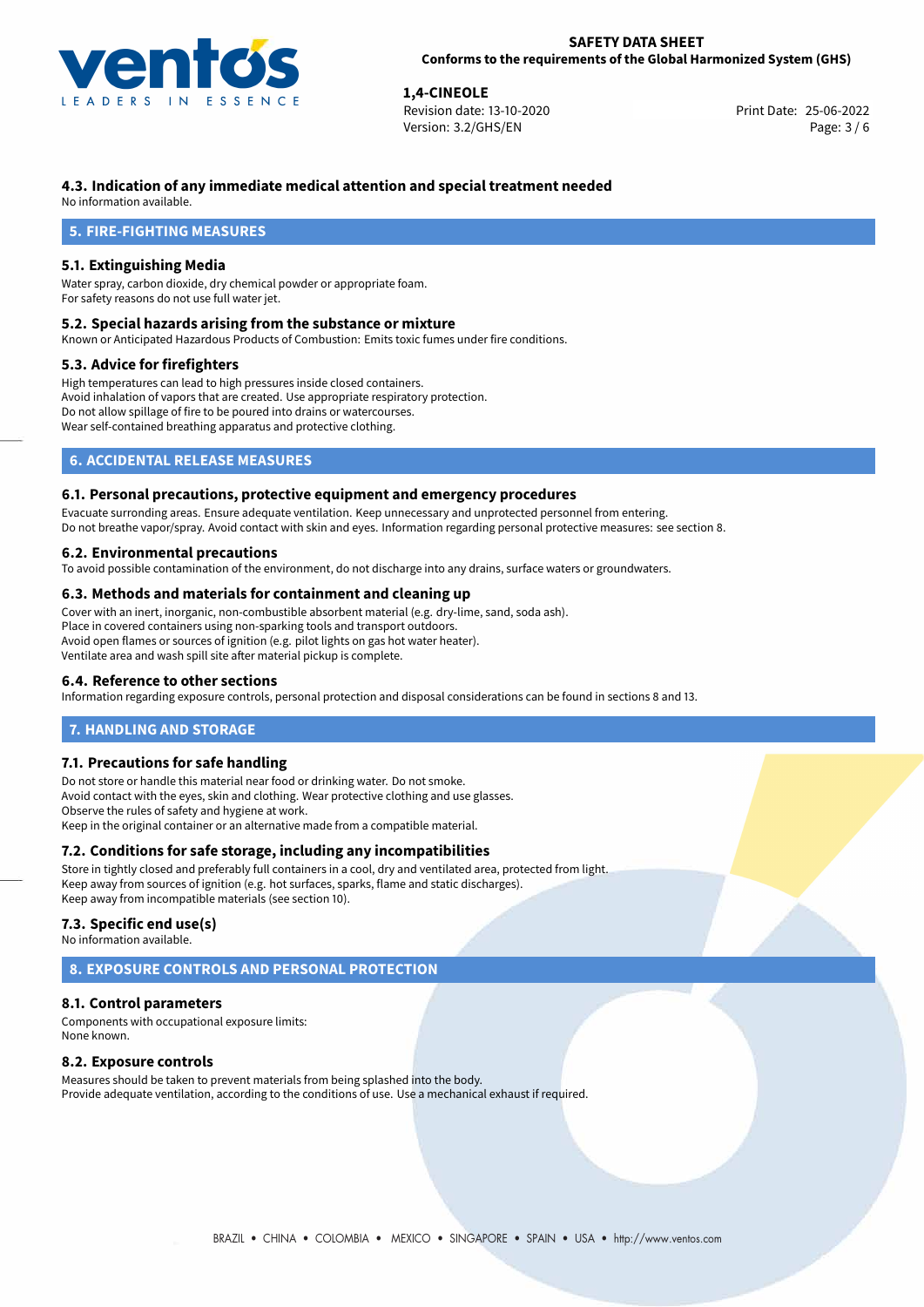### 4.3. Indication of any immediate medical attention and special treatment needed

No information available.

## 5. FIRE-FIGHTING MEASURES

### 5.1. Extinguishing Media

Water spray, carbon dioxide, dry chemical powder or appropriate foam.
For safety reasons do not use full water jet.

### 5.2. Special hazards arising from the substance or mixture

Known or Anticipated Hazardous Products of Combustion: Emits toxic fumes under fire conditions.

### 5.3. Advice for firefighters

High temperatures can lead to high pressures inside closed containers.
Avoid inhalation of vapors that are created. Use appropriate respiratory protection.
Do not allow spillage of fire to be poured into drains or watercourses.
Wear self-contained breathing apparatus and protective clothing.

## 6. ACCIDENTAL RELEASE MEASURES

### 6.1. Personal precautions, protective equipment and emergency procedures

Evacuate surronding areas. Ensure adequate ventilation. Keep unnecessary and unprotected personnel from entering.
Do not breathe vapor/spray. Avoid contact with skin and eyes. Information regarding personal protective measures: see section 8.

### 6.2. Environmental precautions

To avoid possible contamination of the environment, do not discharge into any drains, surface waters or groundwaters.

### 6.3. Methods and materials for containment and cleaning up

Cover with an inert, inorganic, non-combustible absorbent material (e.g. dry-lime, sand, soda ash).
Place in covered containers using non-sparking tools and transport outdoors.
Avoid open flames or sources of ignition (e.g. pilot lights on gas hot water heater).
Ventilate area and wash spill site after material pickup is complete.

### 6.4. Reference to other sections

Information regarding exposure controls, personal protection and disposal considerations can be found in sections 8 and 13.

## 7. HANDLING AND STORAGE

### 7.1. Precautions for safe handling

Do not store or handle this material near food or drinking water. Do not smoke.
Avoid contact with the eyes, skin and clothing. Wear protective clothing and use glasses.
Observe the rules of safety and hygiene at work.
Keep in the original container or an alternative made from a compatible material.

### 7.2. Conditions for safe storage, including any incompatibilities

Store in tightly closed and preferably full containers in a cool, dry and ventilated area, protected from light.
Keep away from sources of ignition (e.g. hot surfaces, sparks, flame and static discharges).
Keep away from incompatible materials (see section 10).

### 7.3. Specific end use(s)

No information available.

## 8. EXPOSURE CONTROLS AND PERSONAL PROTECTION

### 8.1. Control parameters

Components with occupational exposure limits:
None known.

### 8.2. Exposure controls

Measures should be taken to prevent materials from being splashed into the body.
Provide adequate ventilation, according to the conditions of use. Use a mechanical exhaust if required.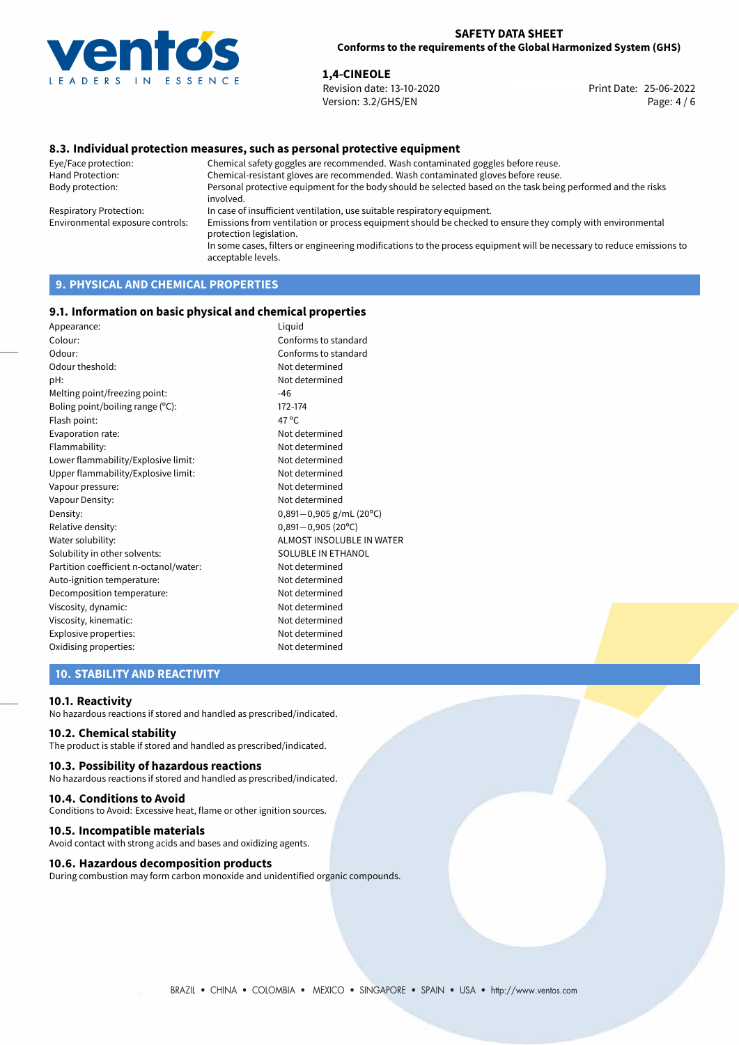### 8.3. Individual protection measures, such as personal protective equipment

| | |
|---|---|
| Eye/Face protection: | Chemical safety goggles are recommended. Wash contaminated goggles before reuse. |
| Hand Protection: | Chemical-resistant gloves are recommended. Wash contaminated gloves before reuse. |
| Body protection: | Personal protective equipment for the body should be selected based on the task being performed and the risks involved. |
| Respiratory Protection: | In case of insufficient ventilation, use suitable respiratory equipment. |
| Environmental exposure controls: | Emissions from ventilation or process equipment should be checked to ensure they comply with environmental protection legislation. In some cases, filters or engineering modifications to the process equipment will be necessary to reduce emissions to acceptable levels. |

## 9. PHYSICAL AND CHEMICAL PROPERTIES

### 9.1. Information on basic physical and chemical properties

| | |
|---|---|
| Appearance: | Liquid |
| Colour: | Conforms to standard |
| Odour: | Conforms to standard |
| Odour theshold: | Not determined |
| pH: | Not determined |
| Melting point/freezing point: | -46 |
| Boling point/boiling range (°C): | 172-174 |
| Flash point: | 47 °C |
| Evaporation rate: | Not determined |
| Flammability: | Not determined |
| Lower flammability/Explosive limit: | Not determined |
| Upper flammability/Explosive limit: | Not determined |
| Vapour pressure: | Not determined |
| Vapour Density: | Not determined |
| Density: | 0,891—0,905 g/mL (20°C) |
| Relative density: | 0,891—0,905 (20°C) |
| Water solubility: | ALMOST INSOLUBLE IN WATER |
| Solubility in other solvents: | SOLUBLE IN ETHANOL |
| Partition coefficient n-octanol/water: | Not determined |
| Auto-ignition temperature: | Not determined |
| Decomposition temperature: | Not determined |
| Viscosity, dynamic: | Not determined |
| Viscosity, kinematic: | Not determined |
| Explosive properties: | Not determined |
| Oxidising properties: | Not determined |

## 10. STABILITY AND REACTIVITY

### 10.1. Reactivity

No hazardous reactions if stored and handled as prescribed/indicated.

### 10.2. Chemical stability

The product is stable if stored and handled as prescribed/indicated.

### 10.3. Possibility of hazardous reactions

No hazardous reactions if stored and handled as prescribed/indicated.

### 10.4. Conditions to Avoid

Conditions to Avoid: Excessive heat, flame or other ignition sources.

### 10.5. Incompatible materials

Avoid contact with strong acids and bases and oxidizing agents.

### 10.6. Hazardous decomposition products

During combustion may form carbon monoxide and unidentified organic compounds.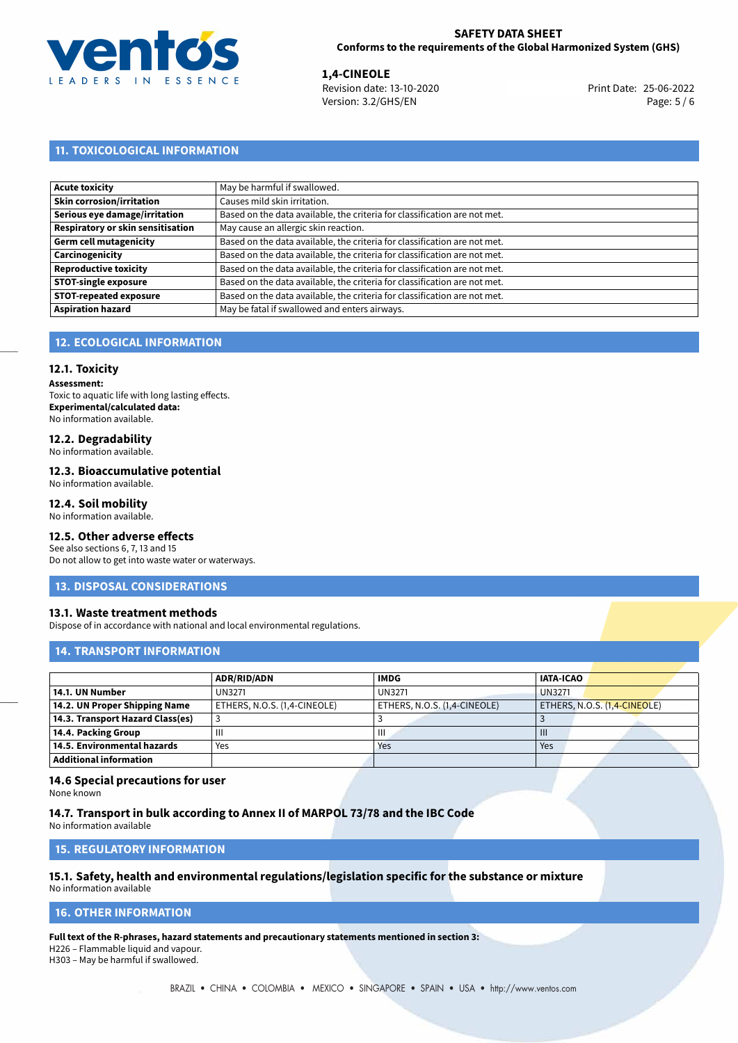## 11. TOXICOLOGICAL INFORMATION

| | |
|---|---|
| **Acute toxicity** | May be harmful if swallowed. |
| **Skin corrosion/irritation** | Causes mild skin irritation. |
| **Serious eye damage/irritation** | Based on the data available, the criteria for classification are not met. |
| **Respiratory or skin sensitisation** | May cause an allergic skin reaction. |
| **Germ cell mutagenicity** | Based on the data available, the criteria for classification are not met. |
| **Carcinogenicity** | Based on the data available, the criteria for classification are not met. |
| **Reproductive toxicity** | Based on the data available, the criteria for classification are not met. |
| **STOT-single exposure** | Based on the data available, the criteria for classification are not met. |
| **STOT-repeated exposure** | Based on the data available, the criteria for classification are not met. |
| **Aspiration hazard** | May be fatal if swallowed and enters airways. |

## 12. ECOLOGICAL INFORMATION

### 12.1. Toxicity

**Assessment:**
Toxic to aquatic life with long lasting effects.
**Experimental/calculated data:**
No information available.

### 12.2. Degradability

No information available.

### 12.3. Bioaccumulative potential

No information available.

### 12.4. Soil mobility

No information available.

### 12.5. Other adverse effects

See also sections 6, 7, 13 and 15
Do not allow to get into waste water or waterways.

## 13. DISPOSAL CONSIDERATIONS

### 13.1. Waste treatment methods

Dispose of in accordance with national and local environmental regulations.

## 14. TRANSPORT INFORMATION

| | ADR/RID/ADN | IMDG | IATA-ICAO |
|---|---|---|---|
| **14.1. UN Number** | UN3271 | UN3271 | UN3271 |
| **14.2. UN Proper Shipping Name** | ETHERS, N.O.S. (1,4-CINEOLE) | ETHERS, N.O.S. (1,4-CINEOLE) | ETHERS, N.O.S. (1,4-CINEOLE) |
| **14.3. Transport Hazard Class(es)** | 3 | 3 | 3 |
| **14.4. Packing Group** | III | III | III |
| **14.5. Environmental hazards** | Yes | Yes | Yes |
| **Additional information** | | | |

### 14.6 Special precautions for user

None known

### 14.7. Transport in bulk according to Annex II of MARPOL 73/78 and the IBC Code

No information available

## 15. REGULATORY INFORMATION

### 15.1. Safety, health and environmental regulations/legislation specific for the substance or mixture

No information available

## 16. OTHER INFORMATION

**Full text of the R-phrases, hazard statements and precautionary statements mentioned in section 3:**
H226 – Flammable liquid and vapour.
H303 – May be harmful if swallowed.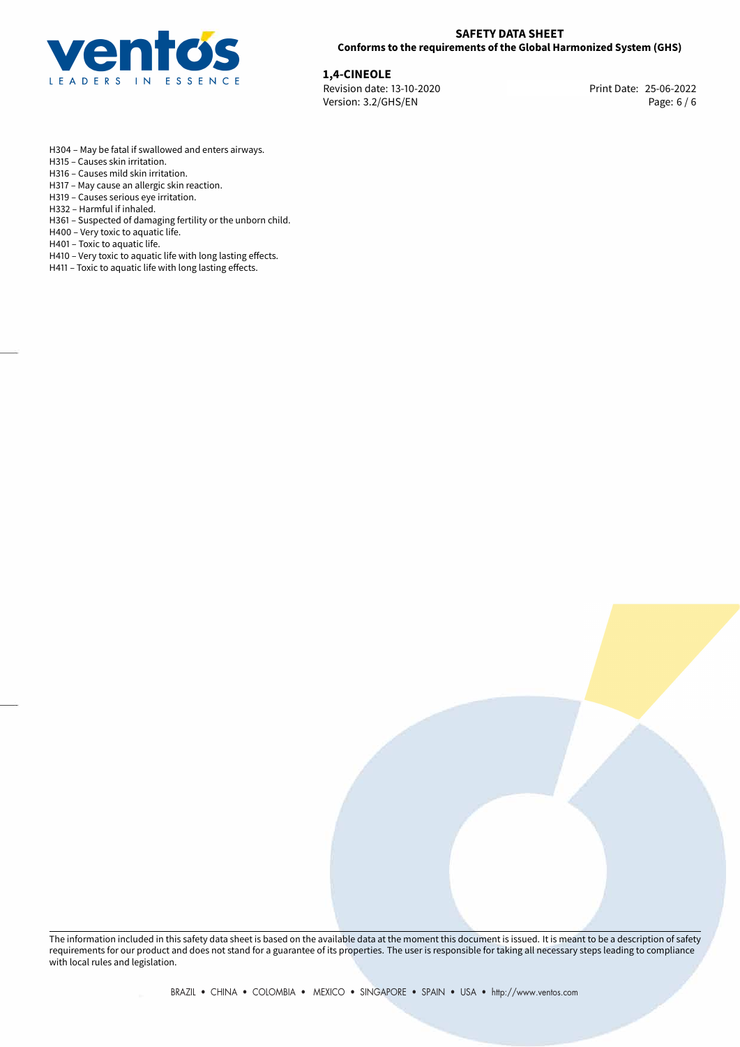H304 – May be fatal if swallowed and enters airways.
H315 – Causes skin irritation.
H316 – Causes mild skin irritation.
H317 – May cause an allergic skin reaction.
H319 – Causes serious eye irritation.
H332 – Harmful if inhaled.
H361 – Suspected of damaging fertility or the unborn child.
H400 – Very toxic to aquatic life.
H401 – Toxic to aquatic life.
H410 – Very toxic to aquatic life with long lasting effects.
H411 – Toxic to aquatic life with long lasting effects.

The information included in this safety data sheet is based on the available data at the moment this document is issued. It is meant to be a description of safety requirements for our product and does not stand for a guarantee of its properties. The user is responsible for taking all necessary steps leading to compliance with local rules and legislation.